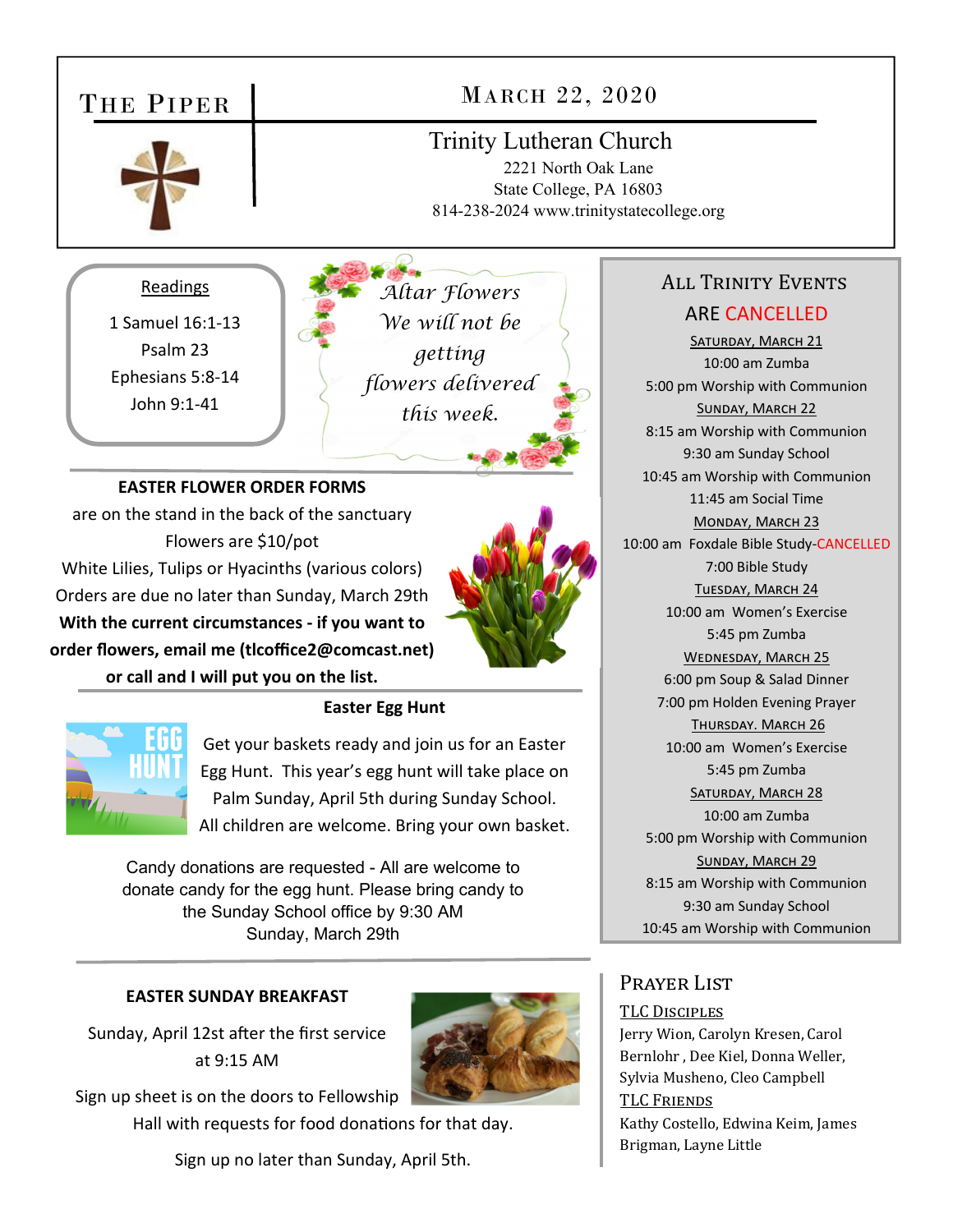# The Piper

## March 22, 2020

**Trinity Lutheran Church**
2221 North Oak Lane
State College, PA 16803
814-238-2024 www.trinitystatecollege.org

### Readings

1 Samuel 16:1-13
Psalm 23
Ephesians 5:8-14
John 9:1-41

*Altar Flowers*
*We will not be getting flowers delivered this week.*

**EASTER FLOWER ORDER FORMS**
are on the stand in the back of the sanctuary
Flowers are $10/pot
White Lilies, Tulips or Hyacinths (various colors)
Orders are due no later than Sunday, March 29th
**With the current circumstances - if you want to order flowers, email me (tlcoffice2@comcast.net) or call and I will put you on the list.**

**Easter Egg Hunt**

Get your baskets ready and join us for an Easter Egg Hunt. This year's egg hunt will take place on Palm Sunday, April 5th during Sunday School. All children are welcome. Bring your own basket.

Candy donations are requested - All are welcome to donate candy for the egg hunt. Please bring candy to the Sunday School office by 9:30 AM Sunday, March 29th

**EASTER SUNDAY BREAKFAST**

Sunday, April 12st after the first service at 9:15 AM

Sign up sheet is on the doors to Fellowship Hall with requests for food donations for that day.

Sign up no later than Sunday, April 5th.

### All Trinity Events ARE CANCELLED

**Saturday, March 21**
10:00 am Zumba
5:00 pm Worship with Communion

**Sunday, March 22**
8:15 am Worship with Communion
9:30 am Sunday School
10:45 am Worship with Communion
11:45 am Social Time

**Monday, March 23**
10:00 am Foxdale Bible Study-CANCELLED
7:00 Bible Study

**Tuesday, March 24**
10:00 am Women's Exercise
5:45 pm Zumba

**Wednesday, March 25**
6:00 pm Soup & Salad Dinner
7:00 pm Holden Evening Prayer

**Thursday. March 26**
10:00 am Women's Exercise
5:45 pm Zumba

**Saturday, March 28**
10:00 am Zumba
5:00 pm Worship with Communion

**Sunday, March 29**
8:15 am Worship with Communion
9:30 am Sunday School
10:45 am Worship with Communion

### Prayer List

**TLC Disciples**
Jerry Wion, Carolyn Kresen, Carol Bernlohr , Dee Kiel, Donna Weller, Sylvia Musheno, Cleo Campbell

**TLC Friends**
Kathy Costello, Edwina Keim, James Brigman, Layne Little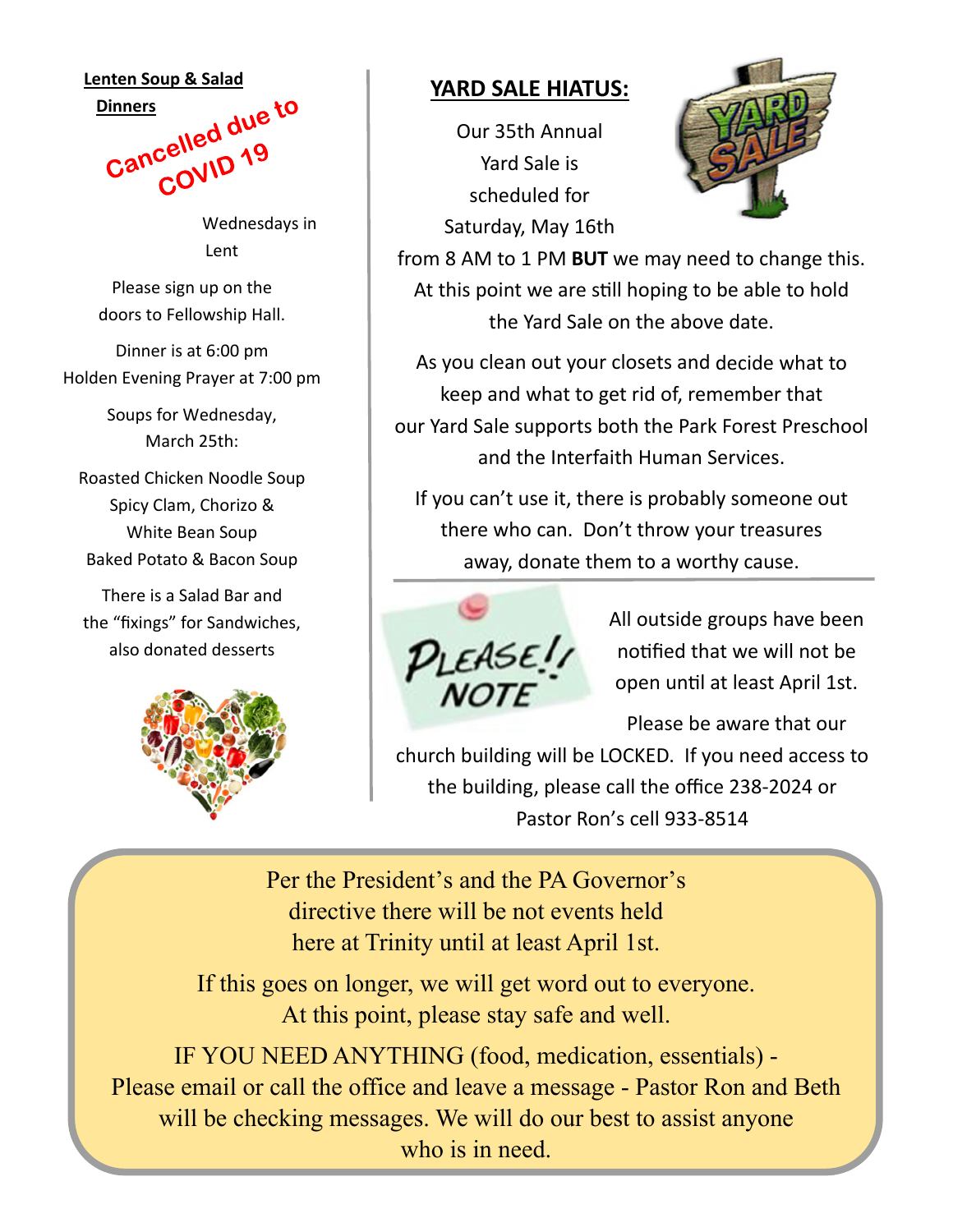**Lenten Soup & Salad Dinners**

Cancelled due to COVID 19

Wednesdays in Lent

Please sign up on the doors to Fellowship Hall.

Dinner is at 6:00 pm
Holden Evening Prayer at 7:00 pm

Soups for Wednesday, March 25th:

Roasted Chicken Noodle Soup
Spicy Clam, Chorizo & White Bean Soup
Baked Potato & Bacon Soup

There is a Salad Bar and the "fixings" for Sandwiches, also donated desserts

## YARD SALE HIATUS:

Our 35th Annual Yard Sale is scheduled for Saturday, May 16th from 8 AM to 1 PM **BUT** we may need to change this. At this point we are still hoping to be able to hold the Yard Sale on the above date.

As you clean out your closets and decide what to keep and what to get rid of, remember that our Yard Sale supports both the Park Forest Preschool and the Interfaith Human Services.

If you can't use it, there is probably someone out there who can. Don't throw your treasures away, donate them to a worthy cause.

PLEASE!! NOTE

All outside groups have been notified that we will not be open until at least April 1st.

Please be aware that our church building will be LOCKED. If you need access to the building, please call the office 238-2024 or Pastor Ron's cell 933-8514

Per the President's and the PA Governor's directive there will be not events held here at Trinity until at least April 1st.

If this goes on longer, we will get word out to everyone. At this point, please stay safe and well.

IF YOU NEED ANYTHING (food, medication, essentials) - Please email or call the office and leave a message - Pastor Ron and Beth will be checking messages. We will do our best to assist anyone who is in need.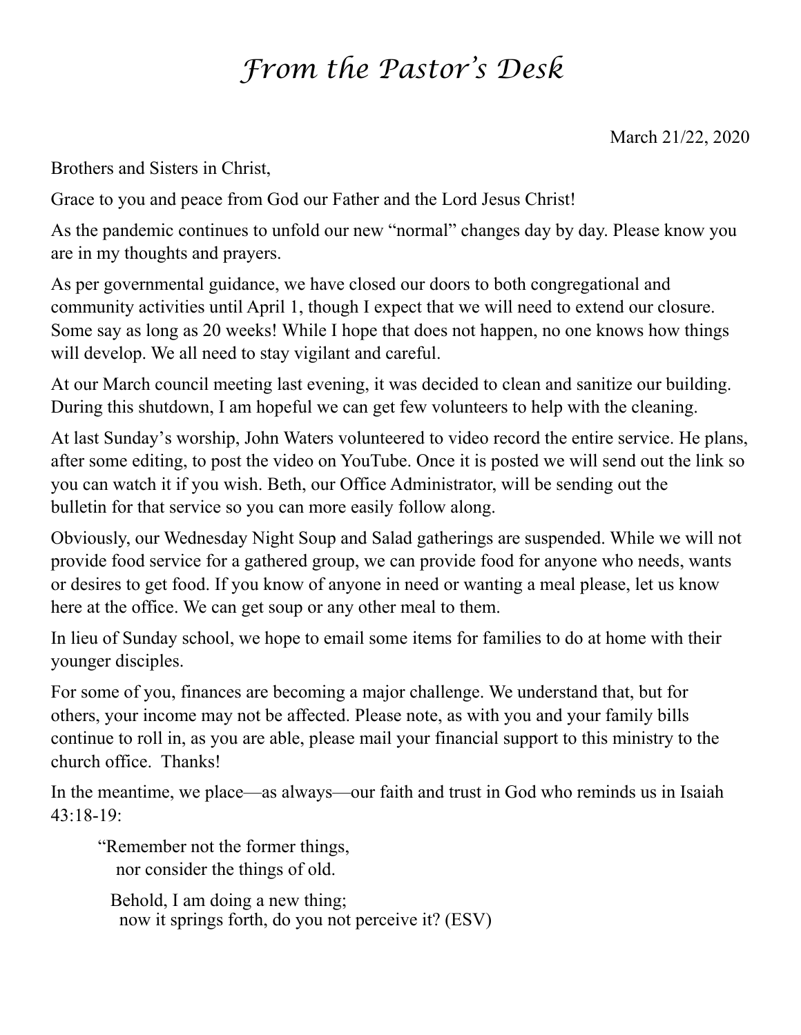# *From the Pastor's Desk*

March 21/22, 2020

Brothers and Sisters in Christ,

Grace to you and peace from God our Father and the Lord Jesus Christ!

As the pandemic continues to unfold our new "normal" changes day by day. Please know you are in my thoughts and prayers.

As per governmental guidance, we have closed our doors to both congregational and community activities until April 1, though I expect that we will need to extend our closure. Some say as long as 20 weeks! While I hope that does not happen, no one knows how things will develop. We all need to stay vigilant and careful.

At our March council meeting last evening, it was decided to clean and sanitize our building. During this shutdown, I am hopeful we can get few volunteers to help with the cleaning.

At last Sunday's worship, John Waters volunteered to video record the entire service. He plans, after some editing, to post the video on YouTube. Once it is posted we will send out the link so you can watch it if you wish. Beth, our Office Administrator, will be sending out the bulletin for that service so you can more easily follow along.

Obviously, our Wednesday Night Soup and Salad gatherings are suspended. While we will not provide food service for a gathered group, we can provide food for anyone who needs, wants or desires to get food. If you know of anyone in need or wanting a meal please, let us know here at the office. We can get soup or any other meal to them.

In lieu of Sunday school, we hope to email some items for families to do at home with their younger disciples.

For some of you, finances are becoming a major challenge. We understand that, but for others, your income may not be affected. Please note, as with you and your family bills continue to roll in, as you are able, please mail your financial support to this ministry to the church office. Thanks!

In the meantime, we place—as always—our faith and trust in God who reminds us in Isaiah 43:18-19:

> "Remember not the former things,
> nor consider the things of old.
>
> Behold, I am doing a new thing;
> now it springs forth, do you not perceive it? (ESV)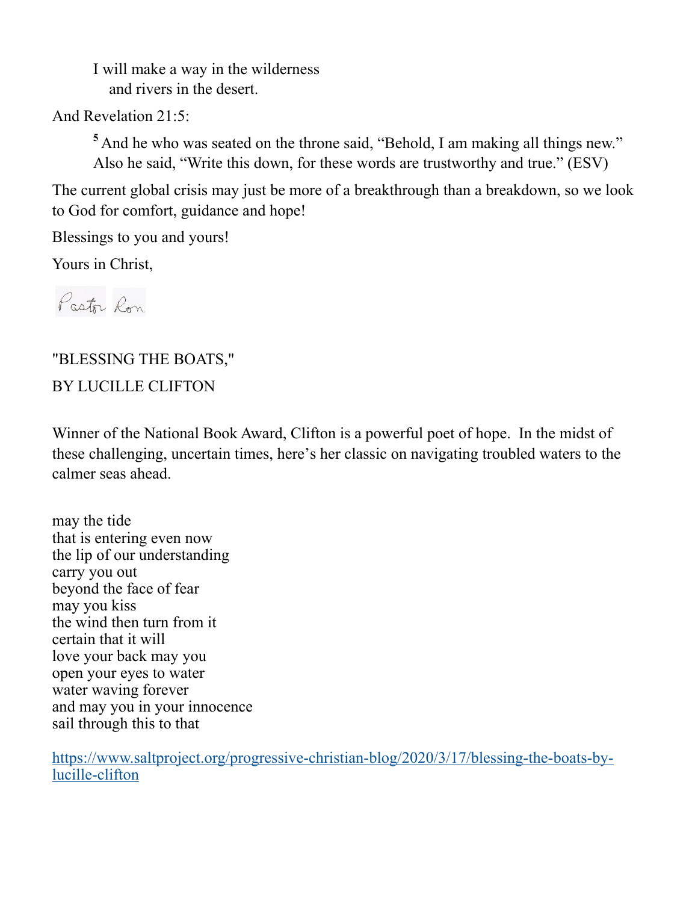> I will make a way in the wilderness
> and rivers in the desert.

And Revelation 21:5:

> [5] And he who was seated on the throne said, "Behold, I am making all things new." Also he said, "Write this down, for these words are trustworthy and true." (ESV)

The current global crisis may just be more of a breakthrough than a breakdown, so we look to God for comfort, guidance and hope!

Blessings to you and yours!

Yours in Christ,

Pastor Ron

"BLESSING THE BOATS,"

BY LUCILLE CLIFTON

Winner of the National Book Award, Clifton is a powerful poet of hope. In the midst of these challenging, uncertain times, here's her classic on navigating troubled waters to the calmer seas ahead.

may the tide  
that is entering even now  
the lip of our understanding  
carry you out  
beyond the face of fear  
may you kiss  
the wind then turn from it  
certain that it will  
love your back may you  
open your eyes to water  
water waving forever  
and may you in your innocence  
sail through this to that

https://www.saltproject.org/progressive-christian-blog/2020/3/17/blessing-the-boats-by-lucille-clifton